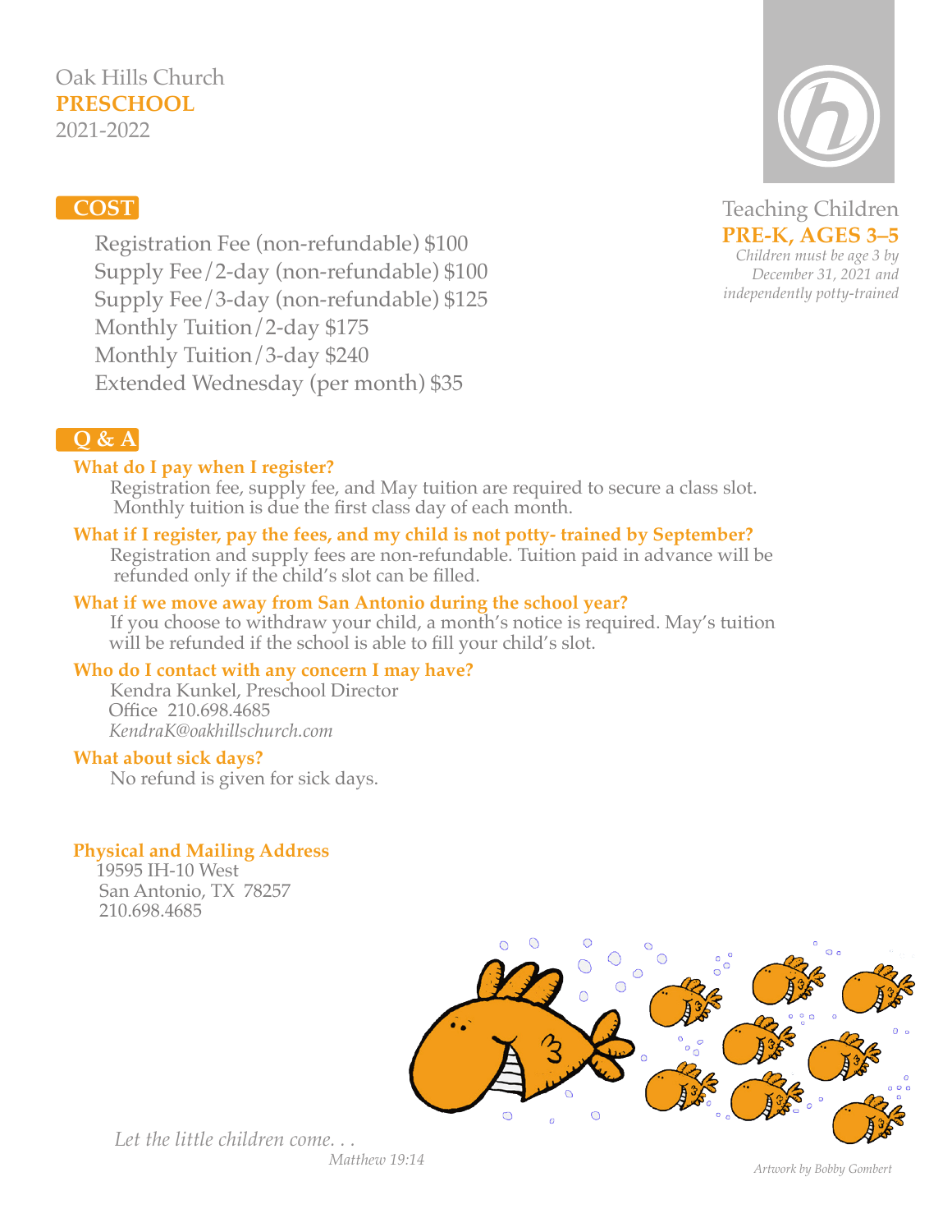Oak Hills Church

# PRESCHOOL

2021-2022

Teaching Children

**PRE-K, AGES 3–5**

*Children must be age 3 by December 31, 2021 and independently potty-trained*

## COST

Registration Fee (non-refundable) $100
Supply Fee/2-day (non-refundable) $100
Supply Fee/3-day (non-refundable) $125
Monthly Tuition/2-day $175
Monthly Tuition/3-day $240
Extended Wednesday (per month) $35

## Q & A

**What do I pay when I register?**

Registration fee, supply fee, and May tuition are required to secure a class slot. Monthly tuition is due the first class day of each month.

**What if I register, pay the fees, and my child is not potty- trained by September?**

Registration and supply fees are non-refundable. Tuition paid in advance will be refunded only if the child's slot can be filled.

**What if we move away from San Antonio during the school year?**

If you choose to withdraw your child, a month's notice is required. May's tuition will be refunded if the school is able to fill your child's slot.

**Who do I contact with any concern I may have?**

Kendra Kunkel, Preschool Director
Office 210.698.4685
*KendraK@oakhillschurch.com*

**What about sick days?**

No refund is given for sick days.

**Physical and Mailing Address**

19595 IH-10 West
San Antonio, TX 78257
210.698.4685

*Let the little children come. . .*
*Matthew 19:14*

*Artwork by Bobby Gombert*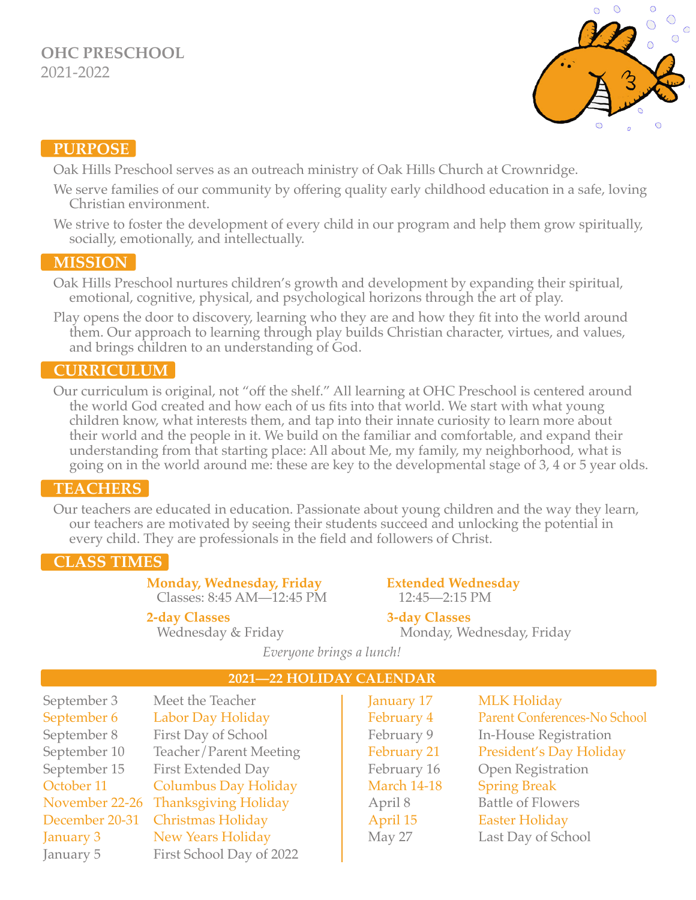**OHC PRESCHOOL**
2021-2022

## PURPOSE

Oak Hills Preschool serves as an outreach ministry of Oak Hills Church at Crownridge.

We serve families of our community by offering quality early childhood education in a safe, loving Christian environment.

We strive to foster the development of every child in our program and help them grow spiritually, socially, emotionally, and intellectually.

## MISSION

Oak Hills Preschool nurtures children's growth and development by expanding their spiritual, emotional, cognitive, physical, and psychological horizons through the art of play.

Play opens the door to discovery, learning who they are and how they fit into the world around them. Our approach to learning through play builds Christian character, virtues, and values, and brings children to an understanding of God.

## CURRICULUM

Our curriculum is original, not "off the shelf." All learning at OHC Preschool is centered around the world God created and how each of us fits into that world. We start with what young children know, what interests them, and tap into their innate curiosity to learn more about their world and the people in it. We build on the familiar and comfortable, and expand their understanding from that starting place: All about Me, my family, my neighborhood, what is going on in the world around me: these are key to the developmental stage of 3, 4 or 5 year olds.

## TEACHERS

Our teachers are educated in education. Passionate about young children and the way they learn, our teachers are motivated by seeing their students succeed and unlocking the potential in every child. They are professionals in the field and followers of Christ.

## CLASS TIMES

**Monday, Wednesday, Friday**
Classes: 8:45 AM—12:45 PM

**Extended Wednesday**
12:45—2:15 PM

**2-day Classes**
Wednesday & Friday

**3-day Classes**
Monday, Wednesday, Friday

*Everyone brings a lunch!*

## 2021—22 HOLIDAY CALENDAR

| | |
|---|---|
| September 3 | Meet the Teacher |
| September 6 | Labor Day Holiday |
| September 8 | First Day of School |
| September 10 | Teacher/Parent Meeting |
| September 15 | First Extended Day |
| October 11 | Columbus Day Holiday |
| November 22-26 | Thanksgiving Holiday |
| December 20-31 | Christmas Holiday |
| January 3 | New Years Holiday |
| January 5 | First School Day of 2022 |
| January 17 | MLK Holiday |
| February 4 | Parent Conferences-No School |
| February 9 | In-House Registration |
| February 21 | President's Day Holiday |
| February 16 | Open Registration |
| March 14-18 | Spring Break |
| April 8 | Battle of Flowers |
| April 15 | Easter Holiday |
| May 27 | Last Day of School |